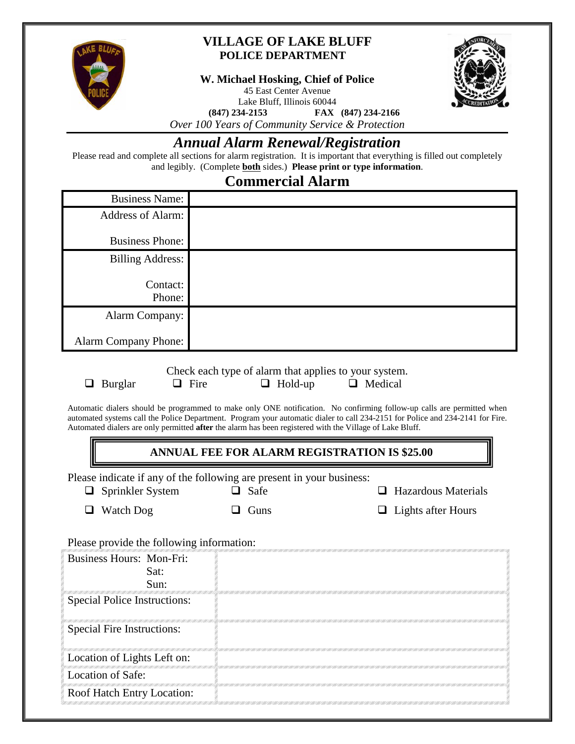# VILLAGE OF LAKE BLUFF
## POLICE DEPARTMENT

**W. Michael Hosking, Chief of Police**
45 East Center Avenue
Lake Bluff, Illinois 60044
**(847) 234-2153** **FAX (847) 234-2166**
*Over 100 Years of Community Service & Protection*

# *Annual Alarm Renewal/Registration*

Please read and complete all sections for alarm registration. It is important that everything is filled out completely and legibly. (Complete **both** sides.) **Please print or type information**.

## Commercial Alarm

| | |
|---|---|
| Business Name: | |
| Address of Alarm:<br><br>Business Phone: | |
| Billing Address:<br><br>Contact:<br>Phone: | |
| Alarm Company:<br><br>Alarm Company Phone: | |

Check each type of alarm that applies to your system.

- ❑ Burglar
- ❑ Fire
- ❑ Hold-up
- ❑ Medical

Automatic dialers should be programmed to make only ONE notification. No confirming follow-up calls are permitted when automated systems call the Police Department. Program your automatic dialer to call 234-2151 for Police and 234-2141 for Fire. Automated dialers are only permitted **after** the alarm has been registered with the Village of Lake Bluff.

**ANNUAL FEE FOR ALARM REGISTRATION IS $25.00**

Please indicate if any of the following are present in your business:

- ❑ Sprinkler System
- ❑ Safe
- ❑ Hazardous Materials
- ❑ Watch Dog
- ❑ Guns
- ❑ Lights after Hours

Please provide the following information:

| | |
|---|---|
| Business Hours: Mon-Fri:<br>Sat:<br>Sun: | |
| Special Police Instructions: | |
| Special Fire Instructions: | |
| Location of Lights Left on: | |
| Location of Safe: | |
| Roof Hatch Entry Location: | |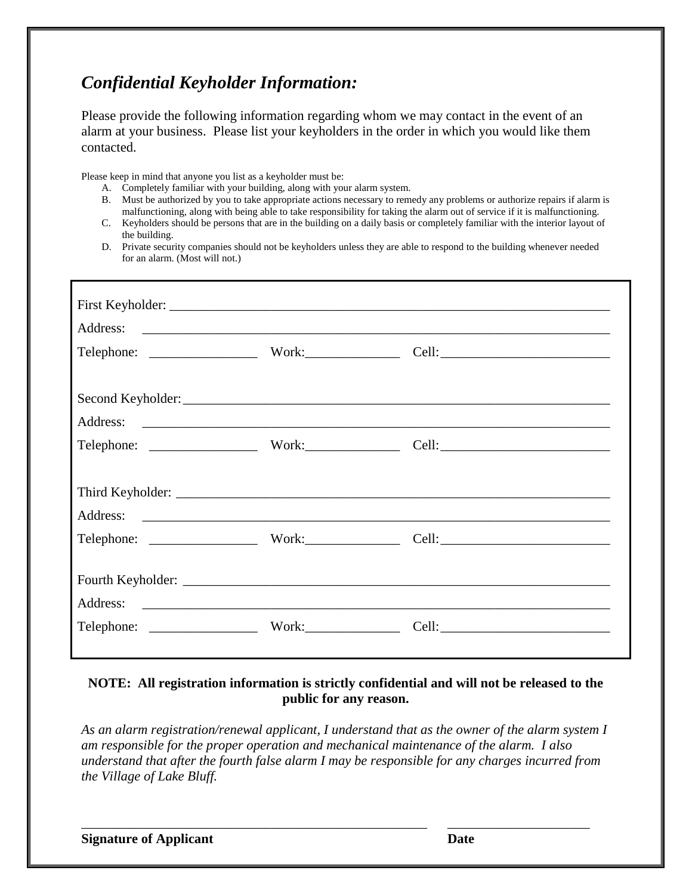## *Confidential Keyholder Information:*

Please provide the following information regarding whom we may contact in the event of an alarm at your business. Please list your keyholders in the order in which you would like them contacted.

Please keep in mind that anyone you list as a keyholder must be:

A. Completely familiar with your building, along with your alarm system.
B. Must be authorized by you to take appropriate actions necessary to remedy any problems or authorize repairs if alarm is malfunctioning, along with being able to take responsibility for taking the alarm out of service if it is malfunctioning.
C. Keyholders should be persons that are in the building on a daily basis or completely familiar with the interior layout of the building.
D. Private security companies should not be keyholders unless they are able to respond to the building whenever needed for an alarm. (Most will not.)

First Keyholder: ____________________________________________

Address: ____________________________________________

Telephone: ________________ Work:______________ Cell:_________________________

Second Keyholder:____________________________________________

Address: ____________________________________________

Telephone: ________________ Work:______________ Cell:_________________________

Third Keyholder: ____________________________________________

Address: ____________________________________________

Telephone: ________________ Work:______________ Cell:_________________________

Fourth Keyholder: ____________________________________________

Address: ____________________________________________

Telephone: ________________ Work:______________ Cell:_________________________

**NOTE: All registration information is strictly confidential and will not be released to the public for any reason.**

*As an alarm registration/renewal applicant, I understand that as the owner of the alarm system I am responsible for the proper operation and mechanical maintenance of the alarm. I also understand that after the fourth false alarm I may be responsible for any charges incurred from the Village of Lake Bluff.*

_____________________________________________ _____________________

**Signature of Applicant** **Date**